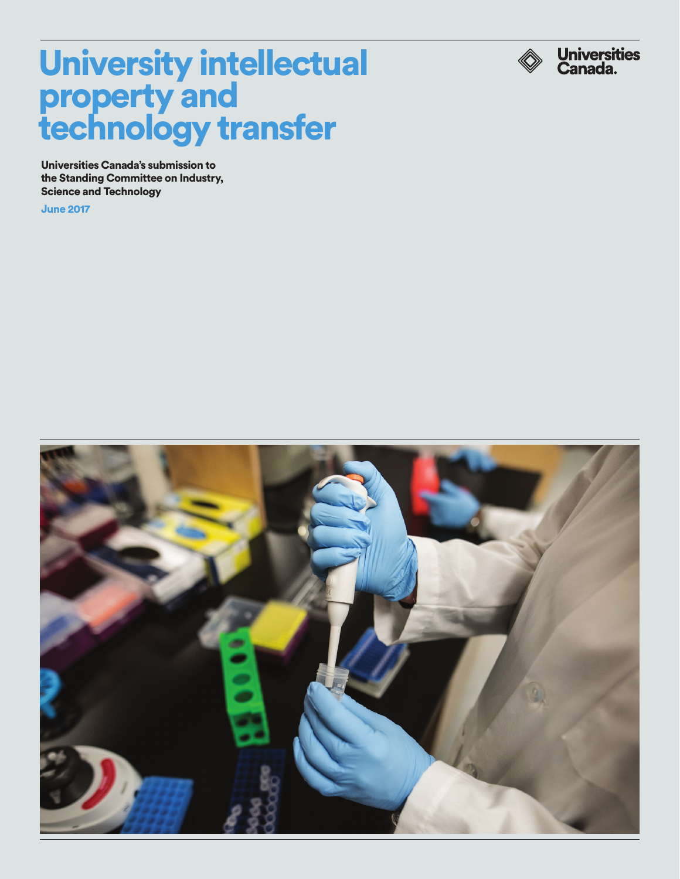# University intellectual property and technology transfer

Universities Canada.

**Universities Canada's submission to the Standing Committee on Industry, Science and Technology**

**June 2017**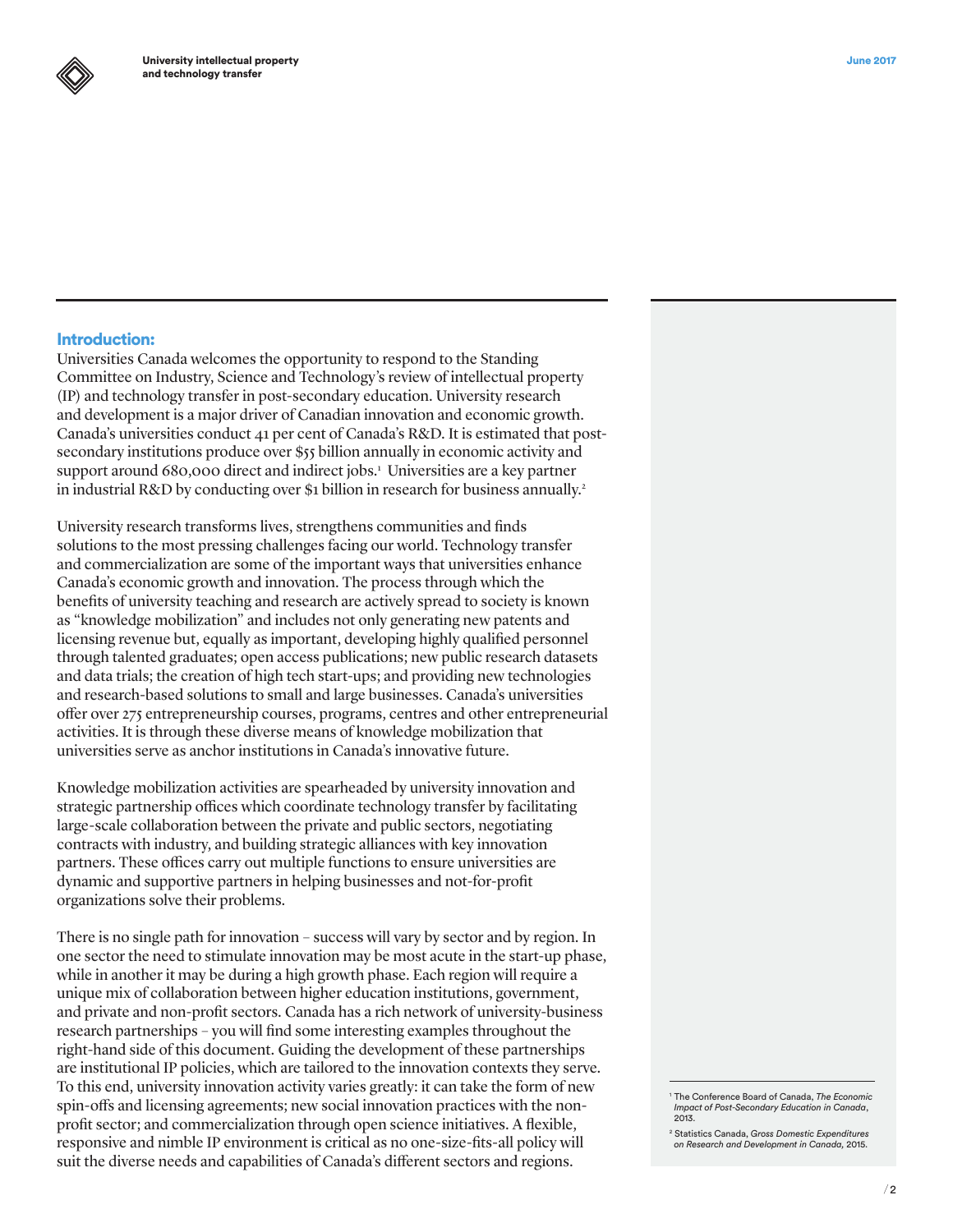## Introduction:

Universities Canada welcomes the opportunity to respond to the Standing Committee on Industry, Science and Technology's review of intellectual property (IP) and technology transfer in post-secondary education. University research and development is a major driver of Canadian innovation and economic growth. Canada's universities conduct 41 per cent of Canada's R&D. It is estimated that post-secondary institutions produce over $55 billion annually in economic activity and support around 680,000 direct and indirect jobs.[1] Universities are a key partner in industrial R&D by conducting over $1 billion in research for business annually.[2]

University research transforms lives, strengthens communities and finds solutions to the most pressing challenges facing our world. Technology transfer and commercialization are some of the important ways that universities enhance Canada's economic growth and innovation. The process through which the benefits of university teaching and research are actively spread to society is known as "knowledge mobilization" and includes not only generating new patents and licensing revenue but, equally as important, developing highly qualified personnel through talented graduates; open access publications; new public research datasets and data trials; the creation of high tech start-ups; and providing new technologies and research-based solutions to small and large businesses. Canada's universities offer over 275 entrepreneurship courses, programs, centres and other entrepreneurial activities. It is through these diverse means of knowledge mobilization that universities serve as anchor institutions in Canada's innovative future.

Knowledge mobilization activities are spearheaded by university innovation and strategic partnership offices which coordinate technology transfer by facilitating large-scale collaboration between the private and public sectors, negotiating contracts with industry, and building strategic alliances with key innovation partners. These offices carry out multiple functions to ensure universities are dynamic and supportive partners in helping businesses and not-for-profit organizations solve their problems.

There is no single path for innovation – success will vary by sector and by region. In one sector the need to stimulate innovation may be most acute in the start-up phase, while in another it may be during a high growth phase. Each region will require a unique mix of collaboration between higher education institutions, government, and private and non-profit sectors. Canada has a rich network of university-business research partnerships – you will find some interesting examples throughout the right-hand side of this document. Guiding the development of these partnerships are institutional IP policies, which are tailored to the innovation contexts they serve. To this end, university innovation activity varies greatly: it can take the form of new spin-offs and licensing agreements; new social innovation practices with the non-profit sector; and commercialization through open science initiatives. A flexible, responsive and nimble IP environment is critical as no one-size-fits-all policy will suit the diverse needs and capabilities of Canada's different sectors and regions.

---

[1] The Conference Board of Canada, *The Economic Impact of Post-Secondary Education in Canada*, 2013.

[2] Statistics Canada, *Gross Domestic Expenditures on Research and Development in Canada*, 2015.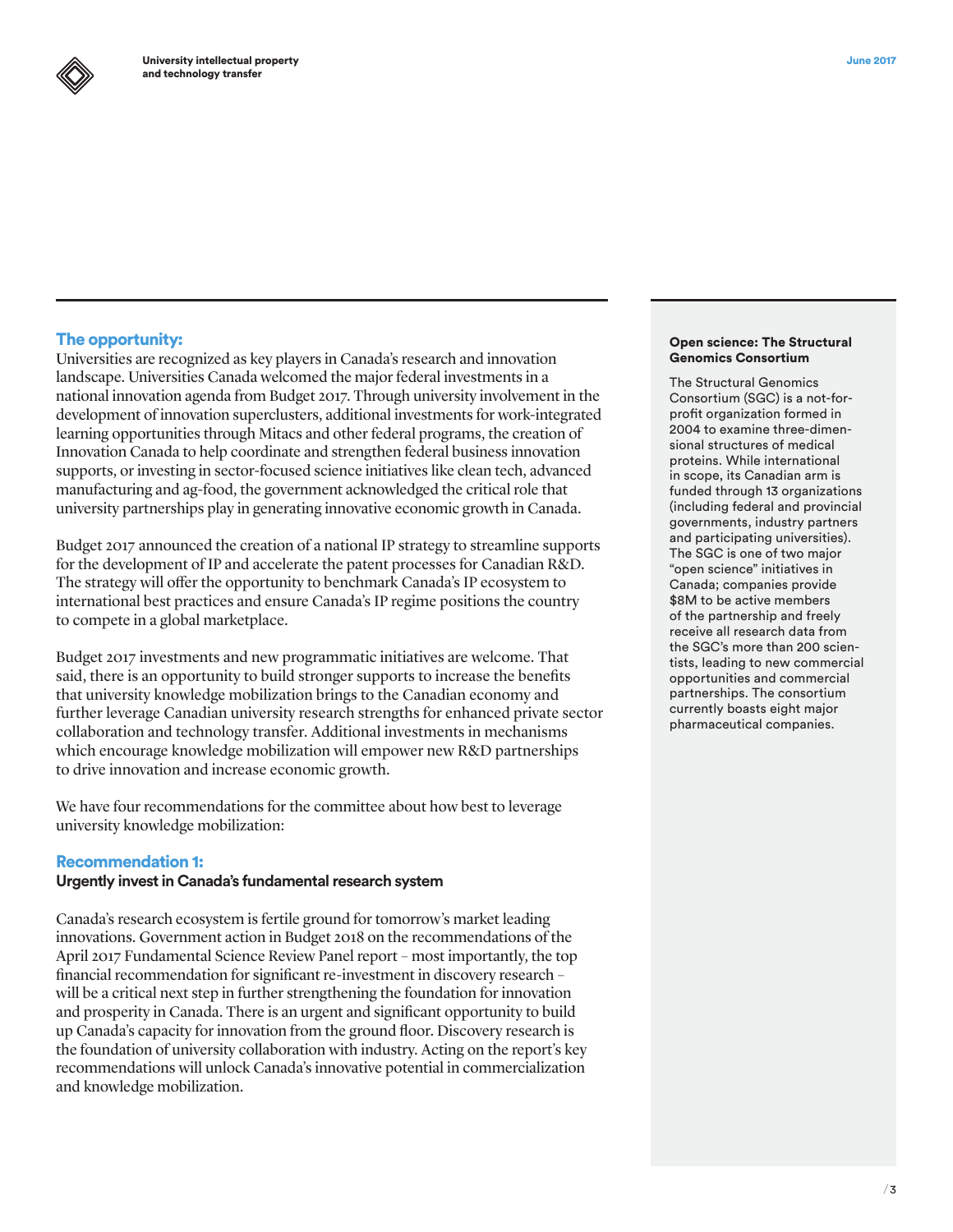## The opportunity:

Universities are recognized as key players in Canada's research and innovation landscape. Universities Canada welcomed the major federal investments in a national innovation agenda from Budget 2017. Through university involvement in the development of innovation superclusters, additional investments for work-integrated learning opportunities through Mitacs and other federal programs, the creation of Innovation Canada to help coordinate and strengthen federal business innovation supports, or investing in sector-focused science initiatives like clean tech, advanced manufacturing and ag-food, the government acknowledged the critical role that university partnerships play in generating innovative economic growth in Canada.

Budget 2017 announced the creation of a national IP strategy to streamline supports for the development of IP and accelerate the patent processes for Canadian R&D. The strategy will offer the opportunity to benchmark Canada's IP ecosystem to international best practices and ensure Canada's IP regime positions the country to compete in a global marketplace.

Budget 2017 investments and new programmatic initiatives are welcome. That said, there is an opportunity to build stronger supports to increase the benefits that university knowledge mobilization brings to the Canadian economy and further leverage Canadian university research strengths for enhanced private sector collaboration and technology transfer. Additional investments in mechanisms which encourage knowledge mobilization will empower new R&D partnerships to drive innovation and increase economic growth.

We have four recommendations for the committee about how best to leverage university knowledge mobilization:

## Recommendation 1:

**Urgently invest in Canada's fundamental research system**

Canada's research ecosystem is fertile ground for tomorrow's market leading innovations. Government action in Budget 2018 on the recommendations of the April 2017 Fundamental Science Review Panel report – most importantly, the top financial recommendation for significant re-investment in discovery research – will be a critical next step in further strengthening the foundation for innovation and prosperity in Canada. There is an urgent and significant opportunity to build up Canada's capacity for innovation from the ground floor. Discovery research is the foundation of university collaboration with industry. Acting on the report's key recommendations will unlock Canada's innovative potential in commercialization and knowledge mobilization.

**Open science: The Structural Genomics Consortium**

The Structural Genomics Consortium (SGC) is a not-for-profit organization formed in 2004 to examine three-dimensional structures of medical proteins. While international in scope, its Canadian arm is funded through 13 organizations (including federal and provincial governments, industry partners and participating universities). The SGC is one of two major "open science" initiatives in Canada; companies provide $8M to be active members of the partnership and freely receive all research data from the SGC's more than 200 scientists, leading to new commercial opportunities and commercial partnerships. The consortium currently boasts eight major pharmaceutical companies.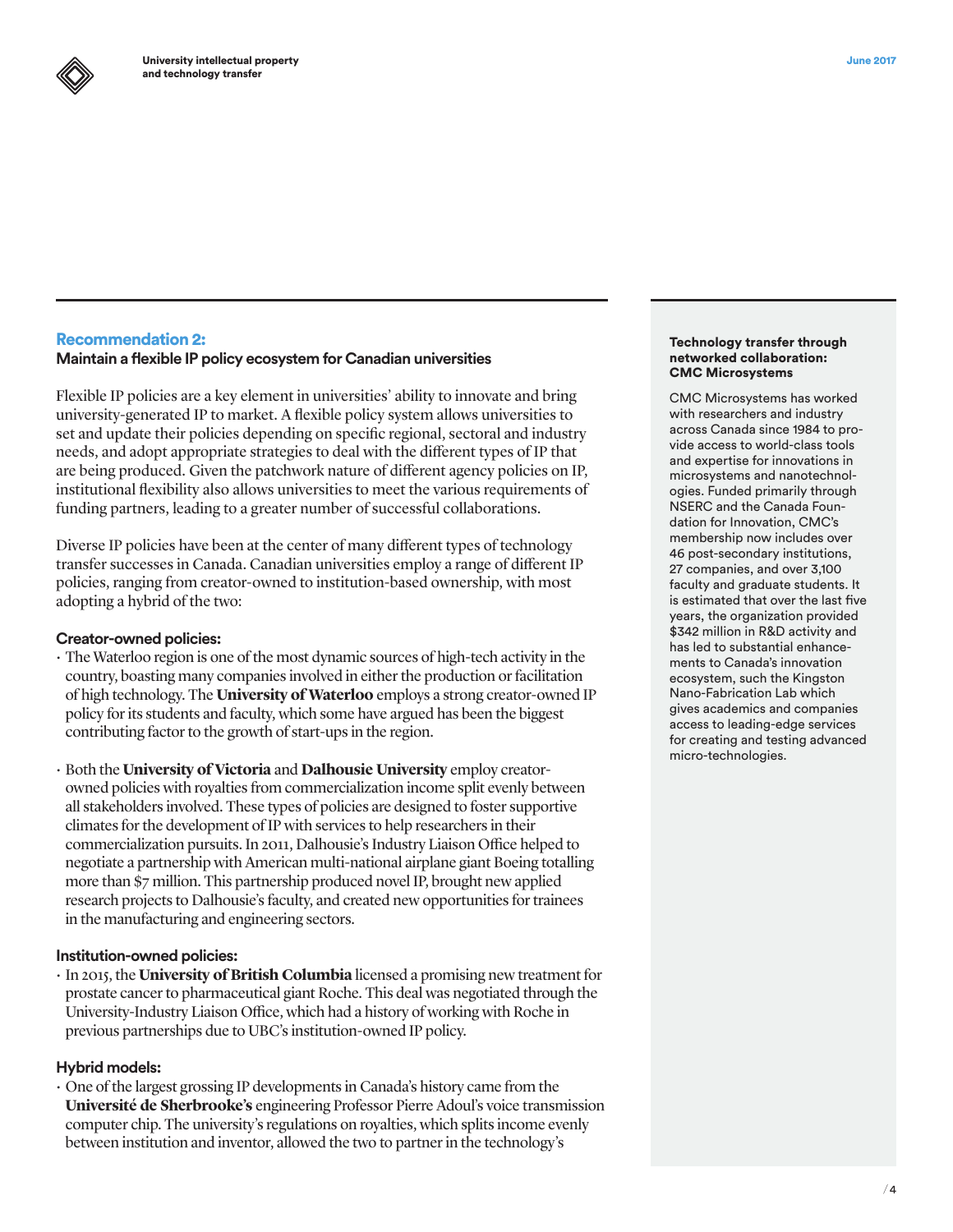## Recommendation 2:

### Maintain a flexible IP policy ecosystem for Canadian universities

Flexible IP policies are a key element in universities' ability to innovate and bring university-generated IP to market. A flexible policy system allows universities to set and update their policies depending on specific regional, sectoral and industry needs, and adopt appropriate strategies to deal with the different types of IP that are being produced. Given the patchwork nature of different agency policies on IP, institutional flexibility also allows universities to meet the various requirements of funding partners, leading to a greater number of successful collaborations.

Diverse IP policies have been at the center of many different types of technology transfer successes in Canada. Canadian universities employ a range of different IP policies, ranging from creator-owned to institution-based ownership, with most adopting a hybrid of the two:

#### Creator-owned policies:

- The Waterloo region is one of the most dynamic sources of high-tech activity in the country, boasting many companies involved in either the production or facilitation of high technology. The **University of Waterloo** employs a strong creator-owned IP policy for its students and faculty, which some have argued has been the biggest contributing factor to the growth of start-ups in the region.

- Both the **University of Victoria** and **Dalhousie University** employ creator-owned policies with royalties from commercialization income split evenly between all stakeholders involved. These types of policies are designed to foster supportive climates for the development of IP with services to help researchers in their commercialization pursuits. In 2011, Dalhousie's Industry Liaison Office helped to negotiate a partnership with American multi-national airplane giant Boeing totalling more than $7 million. This partnership produced novel IP, brought new applied research projects to Dalhousie's faculty, and created new opportunities for trainees in the manufacturing and engineering sectors.

#### Institution-owned policies:

- In 2015, the **University of British Columbia** licensed a promising new treatment for prostate cancer to pharmaceutical giant Roche. This deal was negotiated through the University-Industry Liaison Office, which had a history of working with Roche in previous partnerships due to UBC's institution-owned IP policy.

#### Hybrid models:

- One of the largest grossing IP developments in Canada's history came from the **Université de Sherbrooke's** engineering Professor Pierre Adoul's voice transmission computer chip. The university's regulations on royalties, which splits income evenly between institution and inventor, allowed the two to partner in the technology's

**Technology transfer through networked collaboration: CMC Microsystems**

CMC Microsystems has worked with researchers and industry across Canada since 1984 to provide access to world-class tools and expertise for innovations in microsystems and nanotechnologies. Funded primarily through NSERC and the Canada Foundation for Innovation, CMC's membership now includes over 46 post-secondary institutions, 27 companies, and over 3,100 faculty and graduate students. It is estimated that over the last five years, the organization provided $342 million in R&D activity and has led to substantial enhancements to Canada's innovation ecosystem, such the Kingston Nano-Fabrication Lab which gives academics and companies access to leading-edge services for creating and testing advanced micro-technologies.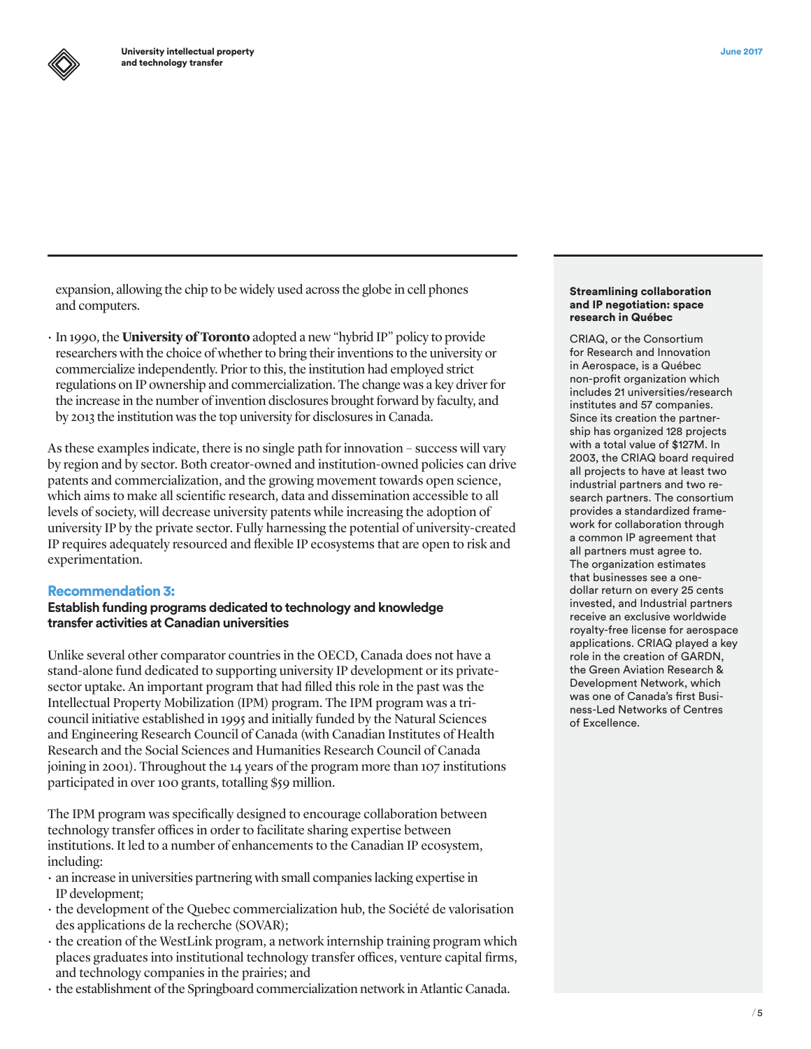expansion, allowing the chip to be widely used across the globe in cell phones and computers.

- In 1990, the **University of Toronto** adopted a new “hybrid IP” policy to provide researchers with the choice of whether to bring their inventions to the university or commercialize independently. Prior to this, the institution had employed strict regulations on IP ownership and commercialization. The change was a key driver for the increase in the number of invention disclosures brought forward by faculty, and by 2013 the institution was the top university for disclosures in Canada.

As these examples indicate, there is no single path for innovation – success will vary by region and by sector. Both creator-owned and institution-owned policies can drive patents and commercialization, and the growing movement towards open science, which aims to make all scientific research, data and dissemination accessible to all levels of society, will decrease university patents while increasing the adoption of university IP by the private sector. Fully harnessing the potential of university-created IP requires adequately resourced and flexible IP ecosystems that are open to risk and experimentation.

## Recommendation 3:

### Establish funding programs dedicated to technology and knowledge transfer activities at Canadian universities

Unlike several other comparator countries in the OECD, Canada does not have a stand-alone fund dedicated to supporting university IP development or its private-sector uptake. An important program that had filled this role in the past was the Intellectual Property Mobilization (IPM) program. The IPM program was a tri-council initiative established in 1995 and initially funded by the Natural Sciences and Engineering Research Council of Canada (with Canadian Institutes of Health Research and the Social Sciences and Humanities Research Council of Canada joining in 2001). Throughout the 14 years of the program more than 107 institutions participated in over 100 grants, totalling $59 million.

The IPM program was specifically designed to encourage collaboration between technology transfer offices in order to facilitate sharing expertise between institutions. It led to a number of enhancements to the Canadian IP ecosystem, including:

- an increase in universities partnering with small companies lacking expertise in IP development;
- the development of the Quebec commercialization hub, the Société de valorisation des applications de la recherche (SOVAR);
- the creation of the WestLink program, a network internship training program which places graduates into institutional technology transfer offices, venture capital firms, and technology companies in the prairies; and
- the establishment of the Springboard commercialization network in Atlantic Canada.

**Streamlining collaboration and IP negotiation: space research in Québec**

CRIAQ, or the Consortium for Research and Innovation in Aerospace, is a Québec non-profit organization which includes 21 universities/research institutes and 57 companies. Since its creation the partnership has organized 128 projects with a total value of $127M. In 2003, the CRIAQ board required all projects to have at least two industrial partners and two research partners. The consortium provides a standardized framework for collaboration through a common IP agreement that all partners must agree to. The organization estimates that businesses see a one-dollar return on every 25 cents invested, and Industrial partners receive an exclusive worldwide royalty-free license for aerospace applications. CRIAQ played a key role in the creation of GARDN, the Green Aviation Research & Development Network, which was one of Canada’s first Business-Led Networks of Centres of Excellence.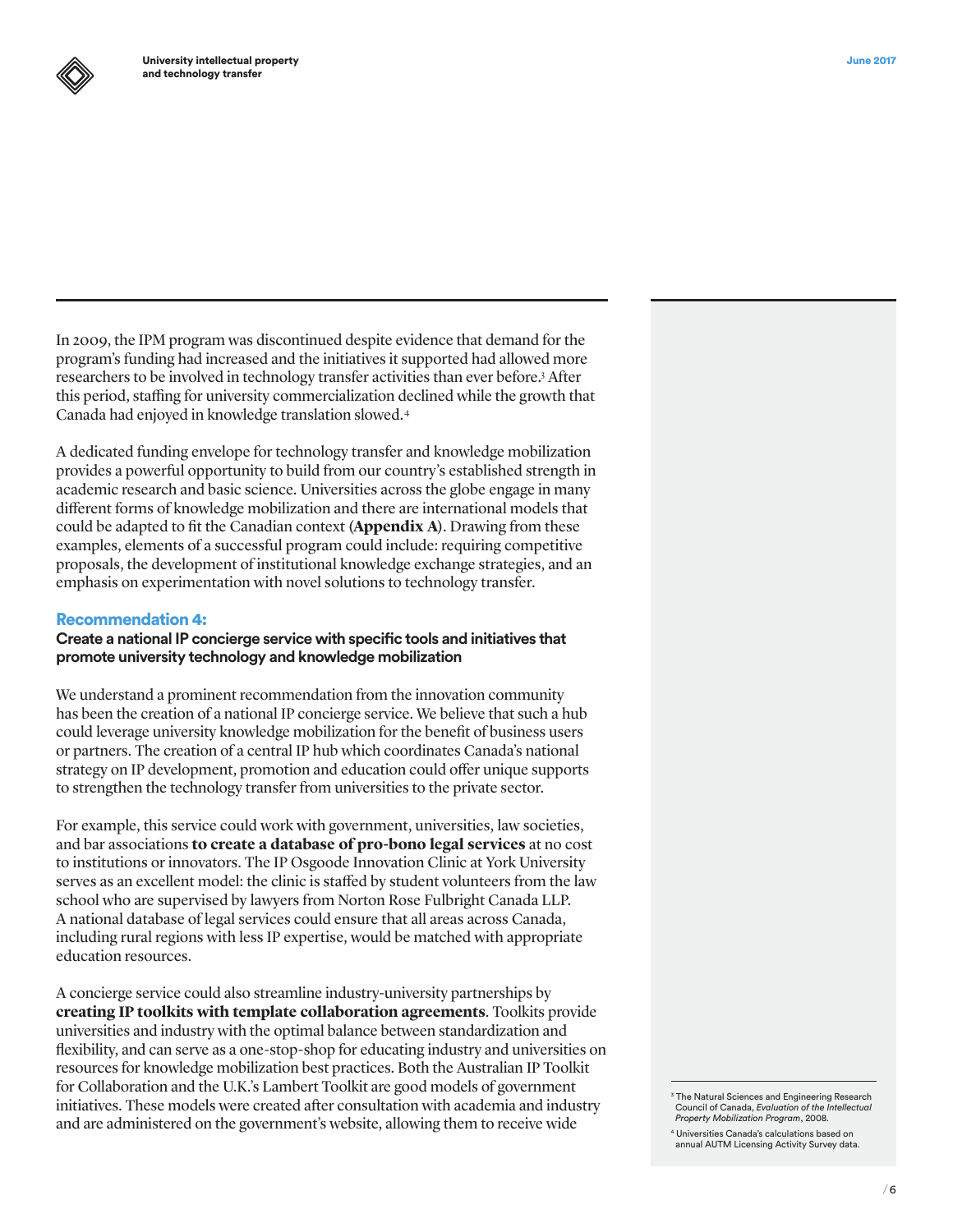In 2009, the IPM program was discontinued despite evidence that demand for the program's funding had increased and the initiatives it supported had allowed more researchers to be involved in technology transfer activities than ever before.[3] After this period, staffing for university commercialization declined while the growth that Canada had enjoyed in knowledge translation slowed.[4]

A dedicated funding envelope for technology transfer and knowledge mobilization provides a powerful opportunity to build from our country's established strength in academic research and basic science. Universities across the globe engage in many different forms of knowledge mobilization and there are international models that could be adapted to fit the Canadian context (**Appendix A**). Drawing from these examples, elements of a successful program could include: requiring competitive proposals, the development of institutional knowledge exchange strategies, and an emphasis on experimentation with novel solutions to technology transfer.

### Recommendation 4:

**Create a national IP concierge service with specific tools and initiatives that promote university technology and knowledge mobilization**

We understand a prominent recommendation from the innovation community has been the creation of a national IP concierge service. We believe that such a hub could leverage university knowledge mobilization for the benefit of business users or partners. The creation of a central IP hub which coordinates Canada's national strategy on IP development, promotion and education could offer unique supports to strengthen the technology transfer from universities to the private sector.

For example, this service could work with government, universities, law societies, and bar associations **to create a database of pro-bono legal services** at no cost to institutions or innovators. The IP Osgoode Innovation Clinic at York University serves as an excellent model: the clinic is staffed by student volunteers from the law school who are supervised by lawyers from Norton Rose Fulbright Canada LLP. A national database of legal services could ensure that all areas across Canada, including rural regions with less IP expertise, would be matched with appropriate education resources.

A concierge service could also streamline industry-university partnerships by **creating IP toolkits with template collaboration agreements**. Toolkits provide universities and industry with the optimal balance between standardization and flexibility, and can serve as a one-stop-shop for educating industry and universities on resources for knowledge mobilization best practices. Both the Australian IP Toolkit for Collaboration and the U.K.'s Lambert Toolkit are good models of government initiatives. These models were created after consultation with academia and industry and are administered on the government's website, allowing them to receive wide

---

[3] The Natural Sciences and Engineering Research Council of Canada, *Evaluation of the Intellectual Property Mobilization Program*, 2008.

[4] Universities Canada's calculations based on annual AUTM Licensing Activity Survey data.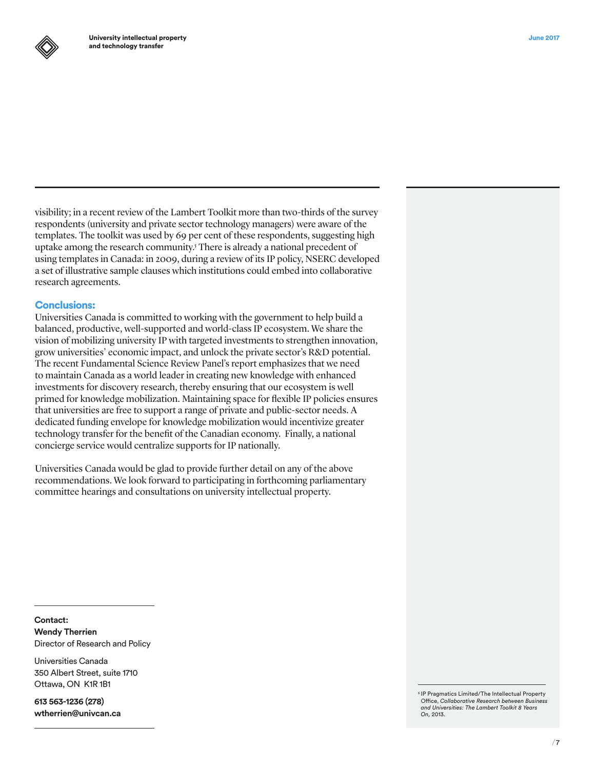visibility; in a recent review of the Lambert Toolkit more than two-thirds of the survey respondents (university and private sector technology managers) were aware of the templates. The toolkit was used by 69 per cent of these respondents, suggesting high uptake among the research community.[5] There is already a national precedent of using templates in Canada: in 2009, during a review of its IP policy, NSERC developed a set of illustrative sample clauses which institutions could embed into collaborative research agreements.

### Conclusions:

Universities Canada is committed to working with the government to help build a balanced, productive, well-supported and world-class IP ecosystem. We share the vision of mobilizing university IP with targeted investments to strengthen innovation, grow universities' economic impact, and unlock the private sector's R&D potential. The recent Fundamental Science Review Panel's report emphasizes that we need to maintain Canada as a world leader in creating new knowledge with enhanced investments for discovery research, thereby ensuring that our ecosystem is well primed for knowledge mobilization. Maintaining space for flexible IP policies ensures that universities are free to support a range of private and public-sector needs. A dedicated funding envelope for knowledge mobilization would incentivize greater technology transfer for the benefit of the Canadian economy. Finally, a national concierge service would centralize supports for IP nationally.

Universities Canada would be glad to provide further detail on any of the above recommendations. We look forward to participating in forthcoming parliamentary committee hearings and consultations on university intellectual property.

---

**Contact:**
**Wendy Therrien**
Director of Research and Policy

Universities Canada
350 Albert Street, suite 1710
Ottawa, ON K1R 1B1

**613 563-1236 (278)**
**wtherrien@univcan.ca**

---

[5] IP Pragmatics Limited/The Intellectual Property Office, *Collaborative Research between Business and Universities: The Lambert Toolkit 8 Years On*, 2013.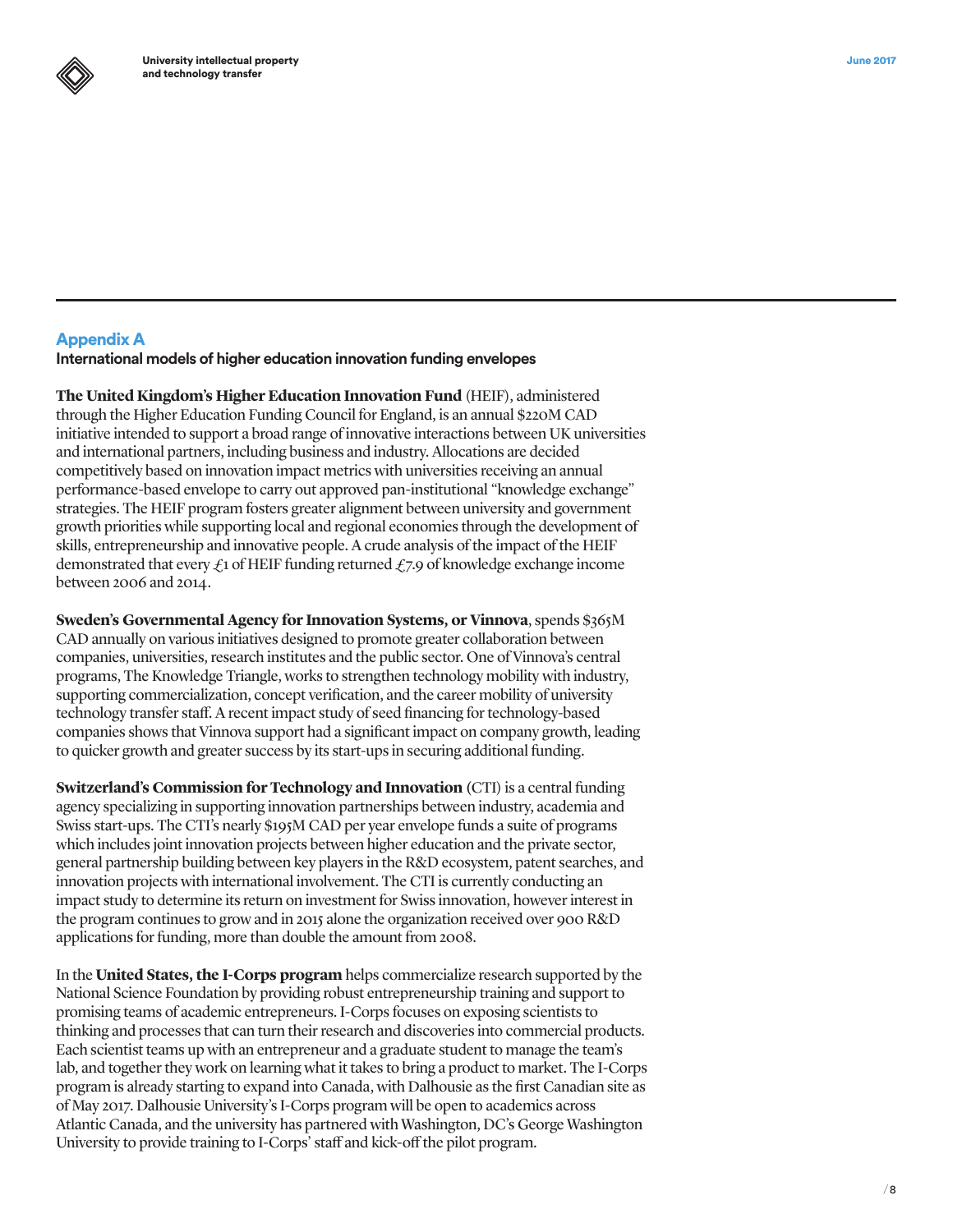## Appendix A

### International models of higher education innovation funding envelopes

**The United Kingdom's Higher Education Innovation Fund** (HEIF), administered through the Higher Education Funding Council for England, is an annual $220M CAD initiative intended to support a broad range of innovative interactions between UK universities and international partners, including business and industry. Allocations are decided competitively based on innovation impact metrics with universities receiving an annual performance-based envelope to carry out approved pan-institutional "knowledge exchange" strategies. The HEIF program fosters greater alignment between university and government growth priorities while supporting local and regional economies through the development of skills, entrepreneurship and innovative people. A crude analysis of the impact of the HEIF demonstrated that every £1 of HEIF funding returned £7.9 of knowledge exchange income between 2006 and 2014.

**Sweden's Governmental Agency for Innovation Systems, or Vinnova**, spends $365M CAD annually on various initiatives designed to promote greater collaboration between companies, universities, research institutes and the public sector. One of Vinnova's central programs, The Knowledge Triangle, works to strengthen technology mobility with industry, supporting commercialization, concept verification, and the career mobility of university technology transfer staff. A recent impact study of seed financing for technology-based companies shows that Vinnova support had a significant impact on company growth, leading to quicker growth and greater success by its start-ups in securing additional funding.

**Switzerland's Commission for Technology and Innovation** (CTI) is a central funding agency specializing in supporting innovation partnerships between industry, academia and Swiss start-ups. The CTI's nearly $195M CAD per year envelope funds a suite of programs which includes joint innovation projects between higher education and the private sector, general partnership building between key players in the R&D ecosystem, patent searches, and innovation projects with international involvement. The CTI is currently conducting an impact study to determine its return on investment for Swiss innovation, however interest in the program continues to grow and in 2015 alone the organization received over 900 R&D applications for funding, more than double the amount from 2008.

In the **United States, the I-Corps program** helps commercialize research supported by the National Science Foundation by providing robust entrepreneurship training and support to promising teams of academic entrepreneurs. I-Corps focuses on exposing scientists to thinking and processes that can turn their research and discoveries into commercial products. Each scientist teams up with an entrepreneur and a graduate student to manage the team's lab, and together they work on learning what it takes to bring a product to market. The I-Corps program is already starting to expand into Canada, with Dalhousie as the first Canadian site as of May 2017. Dalhousie University's I-Corps program will be open to academics across Atlantic Canada, and the university has partnered with Washington, DC's George Washington University to provide training to I-Corps' staff and kick-off the pilot program.